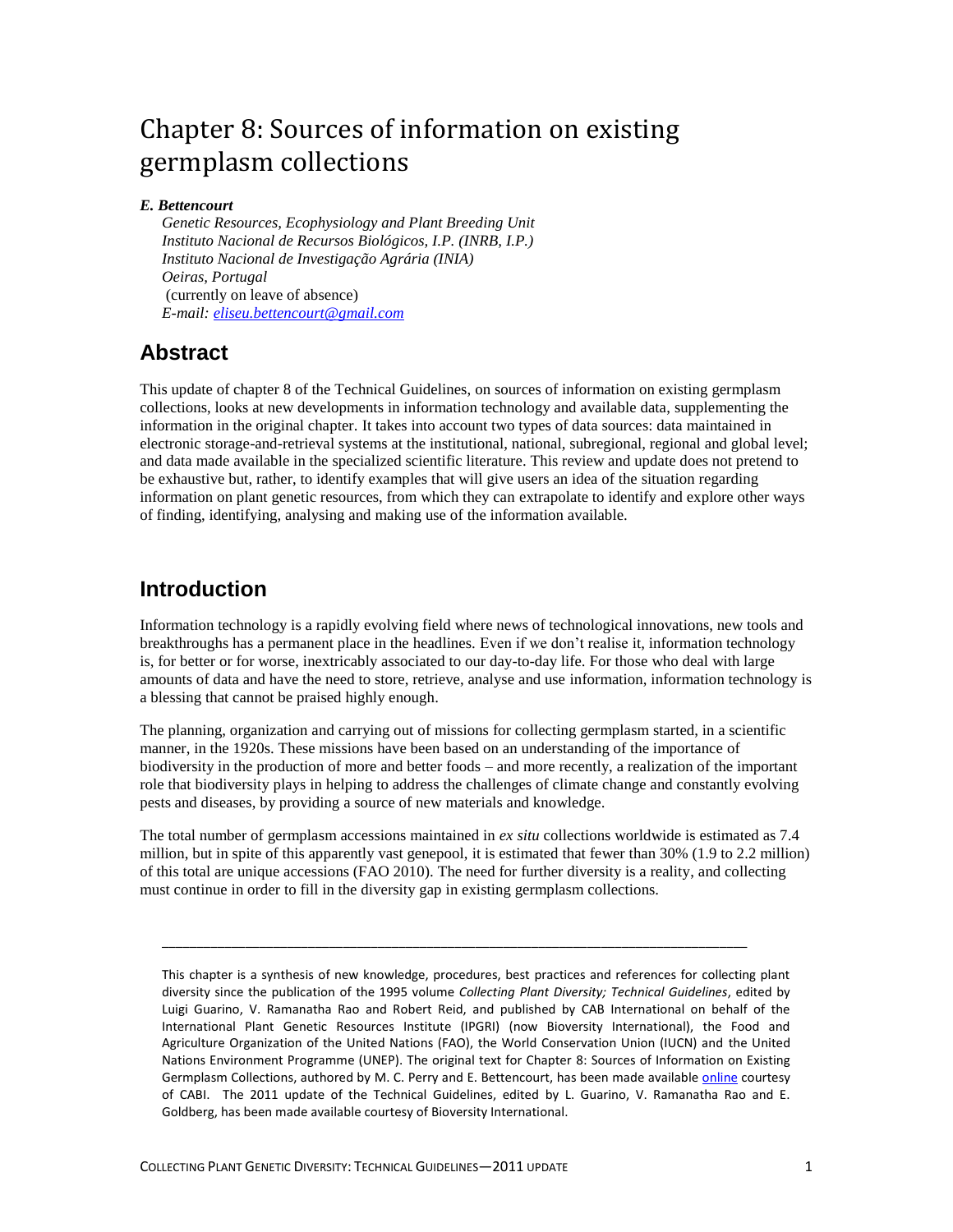# Chapter 8: Sources of information on existing germplasm collections

***E. Bettencourt***

*Genetic Resources, Ecophysiology and Plant Breeding Unit*
*Instituto Nacional de Recursos Biológicos, I.P. (INRB, I.P.)*
*Instituto Nacional de Investigação Agrária (INIA)*
*Oeiras, Portugal*
(currently on leave of absence)
*E-mail: eliseu.bettencourt@gmail.com*

## Abstract

This update of chapter 8 of the Technical Guidelines, on sources of information on existing germplasm collections, looks at new developments in information technology and available data, supplementing the information in the original chapter. It takes into account two types of data sources: data maintained in electronic storage-and-retrieval systems at the institutional, national, subregional, regional and global level; and data made available in the specialized scientific literature. This review and update does not pretend to be exhaustive but, rather, to identify examples that will give users an idea of the situation regarding information on plant genetic resources, from which they can extrapolate to identify and explore other ways of finding, identifying, analysing and making use of the information available.

## Introduction

Information technology is a rapidly evolving field where news of technological innovations, new tools and breakthroughs has a permanent place in the headlines. Even if we don't realise it, information technology is, for better or for worse, inextricably associated to our day-to-day life. For those who deal with large amounts of data and have the need to store, retrieve, analyse and use information, information technology is a blessing that cannot be praised highly enough.

The planning, organization and carrying out of missions for collecting germplasm started, in a scientific manner, in the 1920s. These missions have been based on an understanding of the importance of biodiversity in the production of more and better foods – and more recently, a realization of the important role that biodiversity plays in helping to address the challenges of climate change and constantly evolving pests and diseases, by providing a source of new materials and knowledge.

The total number of germplasm accessions maintained in *ex situ* collections worldwide is estimated as 7.4 million, but in spite of this apparently vast genepool, it is estimated that fewer than 30% (1.9 to 2.2 million) of this total are unique accessions (FAO 2010). The need for further diversity is a reality, and collecting must continue in order to fill in the diversity gap in existing germplasm collections.

---

This chapter is a synthesis of new knowledge, procedures, best practices and references for collecting plant diversity since the publication of the 1995 volume *Collecting Plant Diversity; Technical Guidelines*, edited by Luigi Guarino, V. Ramanatha Rao and Robert Reid, and published by CAB International on behalf of the International Plant Genetic Resources Institute (IPGRI) (now Bioversity International), the Food and Agriculture Organization of the United Nations (FAO), the World Conservation Union (IUCN) and the United Nations Environment Programme (UNEP). The original text for Chapter 8: Sources of Information on Existing Germplasm Collections, authored by M. C. Perry and E. Bettencourt, has been made available online courtesy of CABI. The 2011 update of the Technical Guidelines, edited by L. Guarino, V. Ramanatha Rao and E. Goldberg, has been made available courtesy of Bioversity International.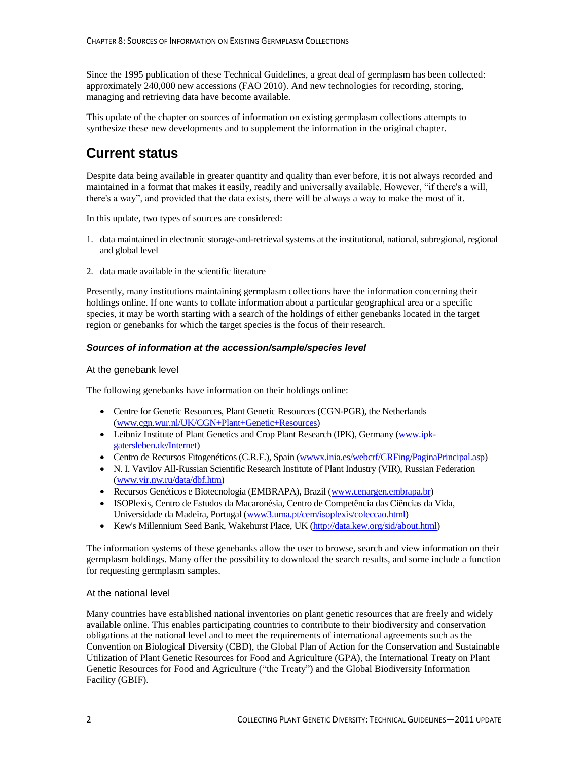Since the 1995 publication of these Technical Guidelines, a great deal of germplasm has been collected: approximately 240,000 new accessions (FAO 2010). And new technologies for recording, storing, managing and retrieving data have become available.

This update of the chapter on sources of information on existing germplasm collections attempts to synthesize these new developments and to supplement the information in the original chapter.

# Current status

Despite data being available in greater quantity and quality than ever before, it is not always recorded and maintained in a format that makes it easily, readily and universally available. However, "if there's a will, there's a way", and provided that the data exists, there will be always a way to make the most of it.

In this update, two types of sources are considered:

1. data maintained in electronic storage-and-retrieval systems at the institutional, national, subregional, regional and global level
2. data made available in the scientific literature

Presently, many institutions maintaining germplasm collections have the information concerning their holdings online. If one wants to collate information about a particular geographical area or a specific species, it may be worth starting with a search of the holdings of either genebanks located in the target region or genebanks for which the target species is the focus of their research.

### *Sources of information at the accession/sample/species level*

#### At the genebank level

The following genebanks have information on their holdings online:

- Centre for Genetic Resources, Plant Genetic Resources (CGN-PGR), the Netherlands (www.cgn.wur.nl/UK/CGN+Plant+Genetic+Resources)
- Leibniz Institute of Plant Genetics and Crop Plant Research (IPK), Germany (www.ipk-gatersleben.de/Internet)
- Centro de Recursos Fitogenéticos (C.R.F.), Spain (wwwx.inia.es/webcrf/CRFing/PaginaPrincipal.asp)
- N. I. Vavilov All-Russian Scientific Research Institute of Plant Industry (VIR), Russian Federation (www.vir.nw.ru/data/dbf.htm)
- Recursos Genéticos e Biotecnologia (EMBRAPA), Brazil (www.cenargen.embrapa.br)
- ISOPlexis, Centro de Estudos da Macaronésia, Centro de Competência das Ciências da Vida, Universidade da Madeira, Portugal (www3.uma.pt/cem/isoplexis/coleccao.html)
- Kew's Millennium Seed Bank, Wakehurst Place, UK (http://data.kew.org/sid/about.html)

The information systems of these genebanks allow the user to browse, search and view information on their germplasm holdings. Many offer the possibility to download the search results, and some include a function for requesting germplasm samples.

#### At the national level

Many countries have established national inventories on plant genetic resources that are freely and widely available online. This enables participating countries to contribute to their biodiversity and conservation obligations at the national level and to meet the requirements of international agreements such as the Convention on Biological Diversity (CBD), the Global Plan of Action for the Conservation and Sustainable Utilization of Plant Genetic Resources for Food and Agriculture (GPA), the International Treaty on Plant Genetic Resources for Food and Agriculture ("the Treaty") and the Global Biodiversity Information Facility (GBIF).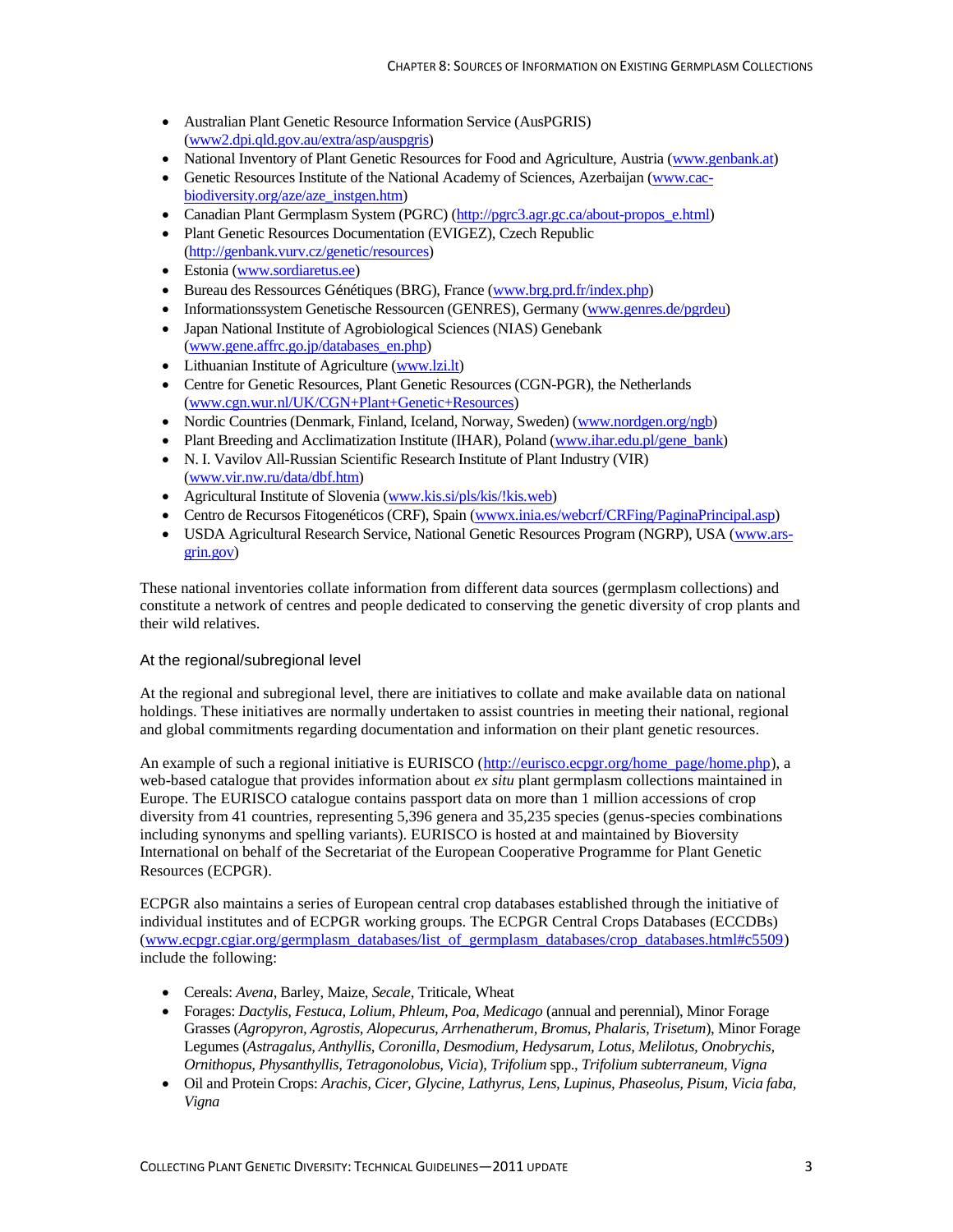- Australian Plant Genetic Resource Information Service (AusPGRIS) (www2.dpi.qld.gov.au/extra/asp/auspgris)
- National Inventory of Plant Genetic Resources for Food and Agriculture, Austria (www.genbank.at)
- Genetic Resources Institute of the National Academy of Sciences, Azerbaijan (www.cac-biodiversity.org/aze/aze_instgen.htm)
- Canadian Plant Germplasm System (PGRC) (http://pgrc3.agr.gc.ca/about-propos_e.html)
- Plant Genetic Resources Documentation (EVIGEZ), Czech Republic (http://genbank.vurv.cz/genetic/resources)
- Estonia (www.sordiaretus.ee)
- Bureau des Ressources Génétiques (BRG), France (www.brg.prd.fr/index.php)
- Informationssystem Genetische Ressourcen (GENRES), Germany (www.genres.de/pgrdeu)
- Japan National Institute of Agrobiological Sciences (NIAS) Genebank (www.gene.affrc.go.jp/databases_en.php)
- Lithuanian Institute of Agriculture (www.lzi.lt)
- Centre for Genetic Resources, Plant Genetic Resources (CGN-PGR), the Netherlands (www.cgn.wur.nl/UK/CGN+Plant+Genetic+Resources)
- Nordic Countries (Denmark, Finland, Iceland, Norway, Sweden) (www.nordgen.org/ngb)
- Plant Breeding and Acclimatization Institute (IHAR), Poland (www.ihar.edu.pl/gene_bank)
- N. I. Vavilov All-Russian Scientific Research Institute of Plant Industry (VIR) (www.vir.nw.ru/data/dbf.htm)
- Agricultural Institute of Slovenia (www.kis.si/pls/kis/!kis.web)
- Centro de Recursos Fitogenéticos (CRF), Spain (wwwx.inia.es/webcrf/CRFing/PaginaPrincipal.asp)
- USDA Agricultural Research Service, National Genetic Resources Program (NGRP), USA (www.ars-grin.gov)

These national inventories collate information from different data sources (germplasm collections) and constitute a network of centres and people dedicated to conserving the genetic diversity of crop plants and their wild relatives.

### At the regional/subregional level

At the regional and subregional level, there are initiatives to collate and make available data on national holdings. These initiatives are normally undertaken to assist countries in meeting their national, regional and global commitments regarding documentation and information on their plant genetic resources.

An example of such a regional initiative is EURISCO (http://eurisco.ecpgr.org/home_page/home.php), a web-based catalogue that provides information about *ex situ* plant germplasm collections maintained in Europe. The EURISCO catalogue contains passport data on more than 1 million accessions of crop diversity from 41 countries, representing 5,396 genera and 35,235 species (genus-species combinations including synonyms and spelling variants). EURISCO is hosted at and maintained by Bioversity International on behalf of the Secretariat of the European Cooperative Programme for Plant Genetic Resources (ECPGR).

ECPGR also maintains a series of European central crop databases established through the initiative of individual institutes and of ECPGR working groups. The ECPGR Central Crops Databases (ECCDBs) (www.ecpgr.cgiar.org/germplasm_databases/list_of_germplasm_databases/crop_databases.html#c5509) include the following:

- Cereals: *Avena*, Barley, Maize, *Secale*, Triticale, Wheat
- Forages: *Dactylis, Festuca, Lolium, Phleum, Poa, Medicago* (annual and perennial), Minor Forage Grasses (*Agropyron, Agrostis, Alopecurus, Arrhenatherum, Bromus, Phalaris, Trisetum*), Minor Forage Legumes (*Astragalus, Anthyllis, Coronilla, Desmodium, Hedysarum, Lotus, Melilotus, Onobrychis, Ornithopus, Physanthyllis, Tetragonolobus, Vicia*), *Trifolium* spp., *Trifolium subterraneum, Vigna*
- Oil and Protein Crops: *Arachis, Cicer, Glycine, Lathyrus, Lens, Lupinus, Phaseolus, Pisum, Vicia faba, Vigna*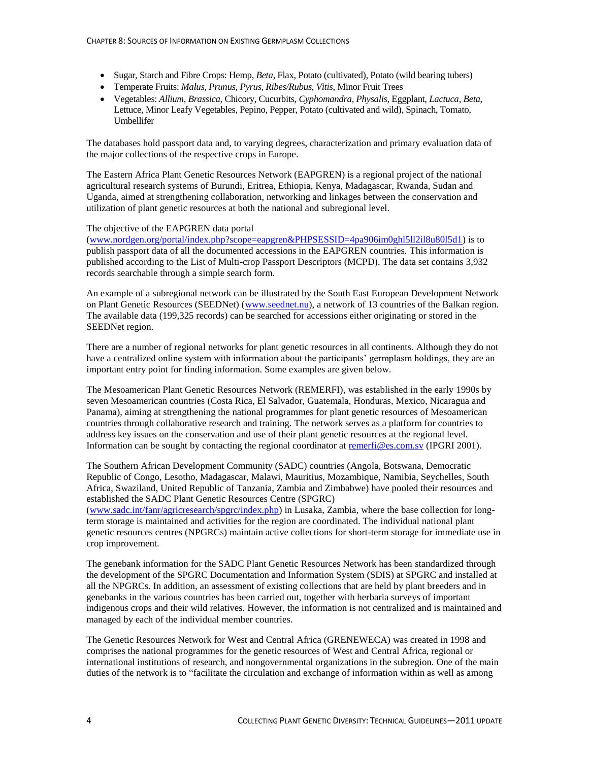- Sugar, Starch and Fibre Crops: Hemp, *Beta*, Flax, Potato (cultivated), Potato (wild bearing tubers)
- Temperate Fruits: *Malus, Prunus, Pyrus, Ribes/Rubus, Vitis*, Minor Fruit Trees
- Vegetables: *Allium, Brassica*, Chicory, Cucurbits, *Cyphomandra, Physalis*, Eggplant, *Lactuca, Beta*, Lettuce, Minor Leafy Vegetables, Pepino, Pepper, Potato (cultivated and wild), Spinach, Tomato, Umbellifer

The databases hold passport data and, to varying degrees, characterization and primary evaluation data of the major collections of the respective crops in Europe.

The Eastern Africa Plant Genetic Resources Network (EAPGREN) is a regional project of the national agricultural research systems of Burundi, Eritrea, Ethiopia, Kenya, Madagascar, Rwanda, Sudan and Uganda, aimed at strengthening collaboration, networking and linkages between the conservation and utilization of plant genetic resources at both the national and subregional level.

The objective of the EAPGREN data portal (www.nordgen.org/portal/index.php?scope=eapgren&PHPSESSID=4pa906im0ghl5ll2il8u80l5d1) is to publish passport data of all the documented accessions in the EAPGREN countries. This information is published according to the List of Multi-crop Passport Descriptors (MCPD). The data set contains 3,932 records searchable through a simple search form.

An example of a subregional network can be illustrated by the South East European Development Network on Plant Genetic Resources (SEEDNet) (www.seednet.nu), a network of 13 countries of the Balkan region. The available data (199,325 records) can be searched for accessions either originating or stored in the SEEDNet region.

There are a number of regional networks for plant genetic resources in all continents. Although they do not have a centralized online system with information about the participants' germplasm holdings, they are an important entry point for finding information. Some examples are given below.

The Mesoamerican Plant Genetic Resources Network (REMERFI), was established in the early 1990s by seven Mesoamerican countries (Costa Rica, El Salvador, Guatemala, Honduras, Mexico, Nicaragua and Panama), aiming at strengthening the national programmes for plant genetic resources of Mesoamerican countries through collaborative research and training. The network serves as a platform for countries to address key issues on the conservation and use of their plant genetic resources at the regional level. Information can be sought by contacting the regional coordinator at remerfi@es.com.sv (IPGRI 2001).

The Southern African Development Community (SADC) countries (Angola, Botswana, Democratic Republic of Congo, Lesotho, Madagascar, Malawi, Mauritius, Mozambique, Namibia, Seychelles, South Africa, Swaziland, United Republic of Tanzania, Zambia and Zimbabwe) have pooled their resources and established the SADC Plant Genetic Resources Centre (SPGRC) (www.sadc.int/fanr/agricresearch/spgrc/index.php) in Lusaka, Zambia, where the base collection for long-term storage is maintained and activities for the region are coordinated. The individual national plant genetic resources centres (NPGRCs) maintain active collections for short-term storage for immediate use in crop improvement.

The genebank information for the SADC Plant Genetic Resources Network has been standardized through the development of the SPGRC Documentation and Information System (SDIS) at SPGRC and installed at all the NPGRCs. In addition, an assessment of existing collections that are held by plant breeders and in genebanks in the various countries has been carried out, together with herbaria surveys of important indigenous crops and their wild relatives. However, the information is not centralized and is maintained and managed by each of the individual member countries.

The Genetic Resources Network for West and Central Africa (GRENEWECA) was created in 1998 and comprises the national programmes for the genetic resources of West and Central Africa, regional or international institutions of research, and nongovernmental organizations in the subregion. One of the main duties of the network is to "facilitate the circulation and exchange of information within as well as among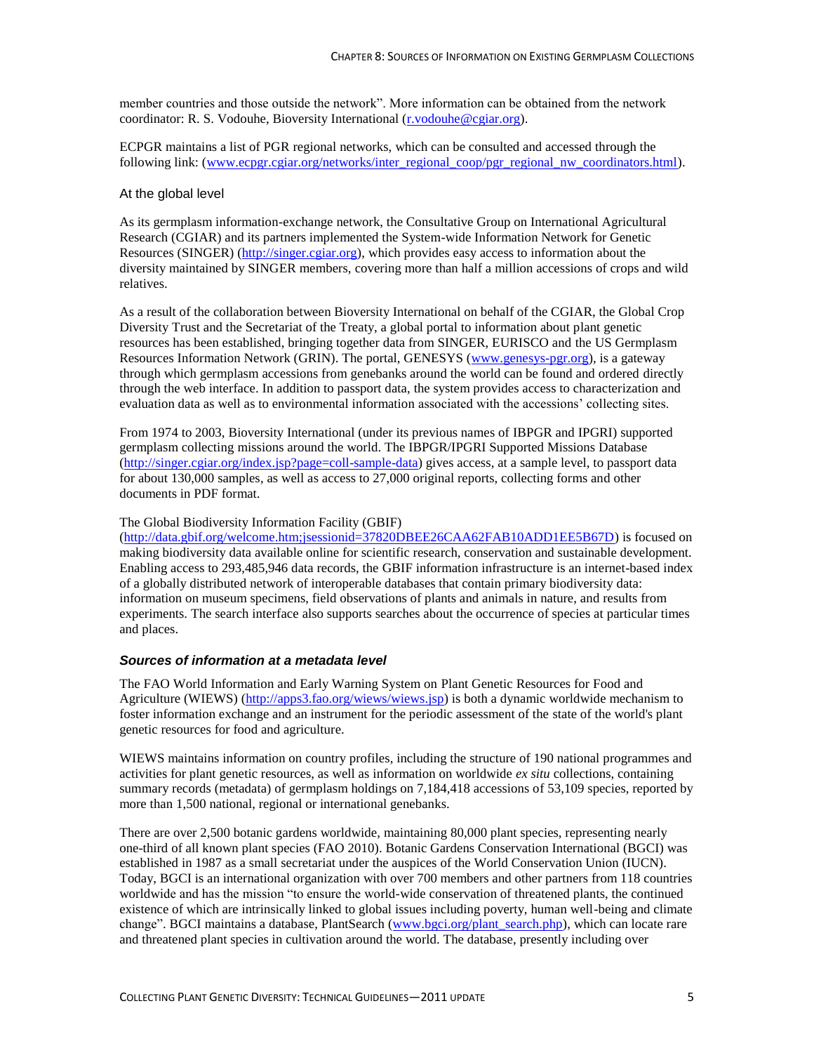member countries and those outside the network". More information can be obtained from the network coordinator: R. S. Vodouhe, Bioversity International (r.vodouhe@cgiar.org).

ECPGR maintains a list of PGR regional networks, which can be consulted and accessed through the following link: (www.ecpgr.cgiar.org/networks/inter_regional_coop/pgr_regional_nw_coordinators.html).

#### At the global level

As its germplasm information-exchange network, the Consultative Group on International Agricultural Research (CGIAR) and its partners implemented the System-wide Information Network for Genetic Resources (SINGER) (http://singer.cgiar.org), which provides easy access to information about the diversity maintained by SINGER members, covering more than half a million accessions of crops and wild relatives.

As a result of the collaboration between Bioversity International on behalf of the CGIAR, the Global Crop Diversity Trust and the Secretariat of the Treaty, a global portal to information about plant genetic resources has been established, bringing together data from SINGER, EURISCO and the US Germplasm Resources Information Network (GRIN). The portal, GENESYS (www.genesys-pgr.org), is a gateway through which germplasm accessions from genebanks around the world can be found and ordered directly through the web interface. In addition to passport data, the system provides access to characterization and evaluation data as well as to environmental information associated with the accessions' collecting sites.

From 1974 to 2003, Bioversity International (under its previous names of IBPGR and IPGRI) supported germplasm collecting missions around the world. The IBPGR/IPGRI Supported Missions Database (http://singer.cgiar.org/index.jsp?page=coll-sample-data) gives access, at a sample level, to passport data for about 130,000 samples, as well as access to 27,000 original reports, collecting forms and other documents in PDF format.

The Global Biodiversity Information Facility (GBIF) (http://data.gbif.org/welcome.htm;jsessionid=37820DBEE26CAA62FAB10ADD1EE5B67D) is focused on making biodiversity data available online for scientific research, conservation and sustainable development. Enabling access to 293,485,946 data records, the GBIF information infrastructure is an internet-based index of a globally distributed network of interoperable databases that contain primary biodiversity data: information on museum specimens, field observations of plants and animals in nature, and results from experiments. The search interface also supports searches about the occurrence of species at particular times and places.

### *Sources of information at a metadata level*

The FAO World Information and Early Warning System on Plant Genetic Resources for Food and Agriculture (WIEWS) (http://apps3.fao.org/wiews/wiews.jsp) is both a dynamic worldwide mechanism to foster information exchange and an instrument for the periodic assessment of the state of the world's plant genetic resources for food and agriculture.

WIEWS maintains information on country profiles, including the structure of 190 national programmes and activities for plant genetic resources, as well as information on worldwide *ex situ* collections, containing summary records (metadata) of germplasm holdings on 7,184,418 accessions of 53,109 species, reported by more than 1,500 national, regional or international genebanks.

There are over 2,500 botanic gardens worldwide, maintaining 80,000 plant species, representing nearly one-third of all known plant species (FAO 2010). Botanic Gardens Conservation International (BGCI) was established in 1987 as a small secretariat under the auspices of the World Conservation Union (IUCN). Today, BGCI is an international organization with over 700 members and other partners from 118 countries worldwide and has the mission "to ensure the world-wide conservation of threatened plants, the continued existence of which are intrinsically linked to global issues including poverty, human well-being and climate change". BGCI maintains a database, PlantSearch (www.bgci.org/plant_search.php), which can locate rare and threatened plant species in cultivation around the world. The database, presently including over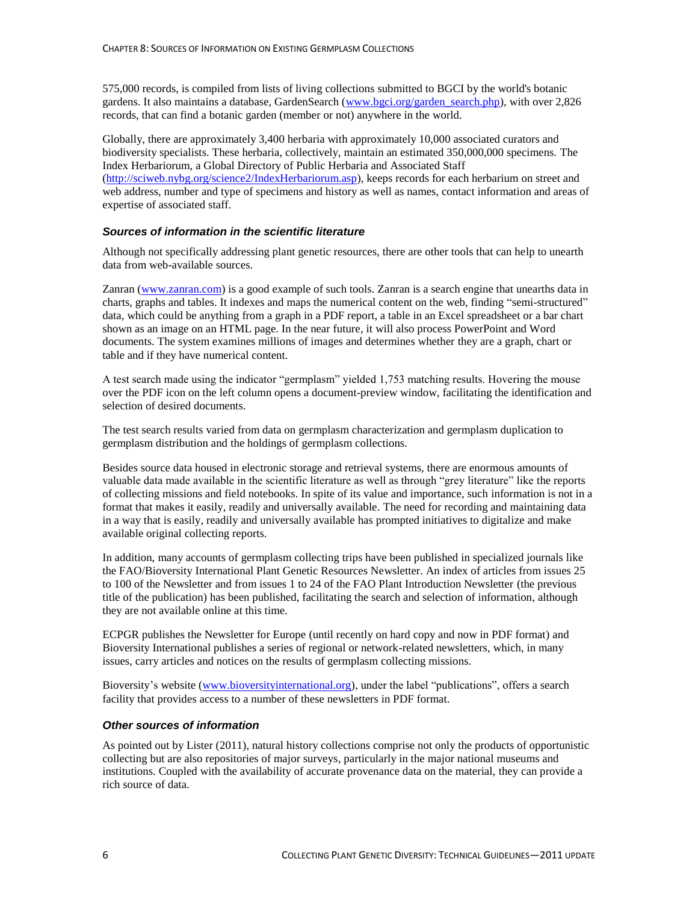575,000 records, is compiled from lists of living collections submitted to BGCI by the world's botanic gardens. It also maintains a database, GardenSearch (www.bgci.org/garden_search.php), with over 2,826 records, that can find a botanic garden (member or not) anywhere in the world.

Globally, there are approximately 3,400 herbaria with approximately 10,000 associated curators and biodiversity specialists. These herbaria, collectively, maintain an estimated 350,000,000 specimens. The Index Herbariorum, a Global Directory of Public Herbaria and Associated Staff (http://sciweb.nybg.org/science2/IndexHerbariorum.asp), keeps records for each herbarium on street and web address, number and type of specimens and history as well as names, contact information and areas of expertise of associated staff.

### *Sources of information in the scientific literature*

Although not specifically addressing plant genetic resources, there are other tools that can help to unearth data from web-available sources.

Zanran (www.zanran.com) is a good example of such tools. Zanran is a search engine that unearths data in charts, graphs and tables. It indexes and maps the numerical content on the web, finding "semi-structured" data, which could be anything from a graph in a PDF report, a table in an Excel spreadsheet or a bar chart shown as an image on an HTML page. In the near future, it will also process PowerPoint and Word documents. The system examines millions of images and determines whether they are a graph, chart or table and if they have numerical content.

A test search made using the indicator "germplasm" yielded 1,753 matching results. Hovering the mouse over the PDF icon on the left column opens a document-preview window, facilitating the identification and selection of desired documents.

The test search results varied from data on germplasm characterization and germplasm duplication to germplasm distribution and the holdings of germplasm collections.

Besides source data housed in electronic storage and retrieval systems, there are enormous amounts of valuable data made available in the scientific literature as well as through "grey literature" like the reports of collecting missions and field notebooks. In spite of its value and importance, such information is not in a format that makes it easily, readily and universally available. The need for recording and maintaining data in a way that is easily, readily and universally available has prompted initiatives to digitalize and make available original collecting reports.

In addition, many accounts of germplasm collecting trips have been published in specialized journals like the FAO/Bioversity International Plant Genetic Resources Newsletter. An index of articles from issues 25 to 100 of the Newsletter and from issues 1 to 24 of the FAO Plant Introduction Newsletter (the previous title of the publication) has been published, facilitating the search and selection of information, although they are not available online at this time.

ECPGR publishes the Newsletter for Europe (until recently on hard copy and now in PDF format) and Bioversity International publishes a series of regional or network-related newsletters, which, in many issues, carry articles and notices on the results of germplasm collecting missions.

Bioversity's website (www.bioversityinternational.org), under the label "publications", offers a search facility that provides access to a number of these newsletters in PDF format.

### *Other sources of information*

As pointed out by Lister (2011), natural history collections comprise not only the products of opportunistic collecting but are also repositories of major surveys, particularly in the major national museums and institutions. Coupled with the availability of accurate provenance data on the material, they can provide a rich source of data.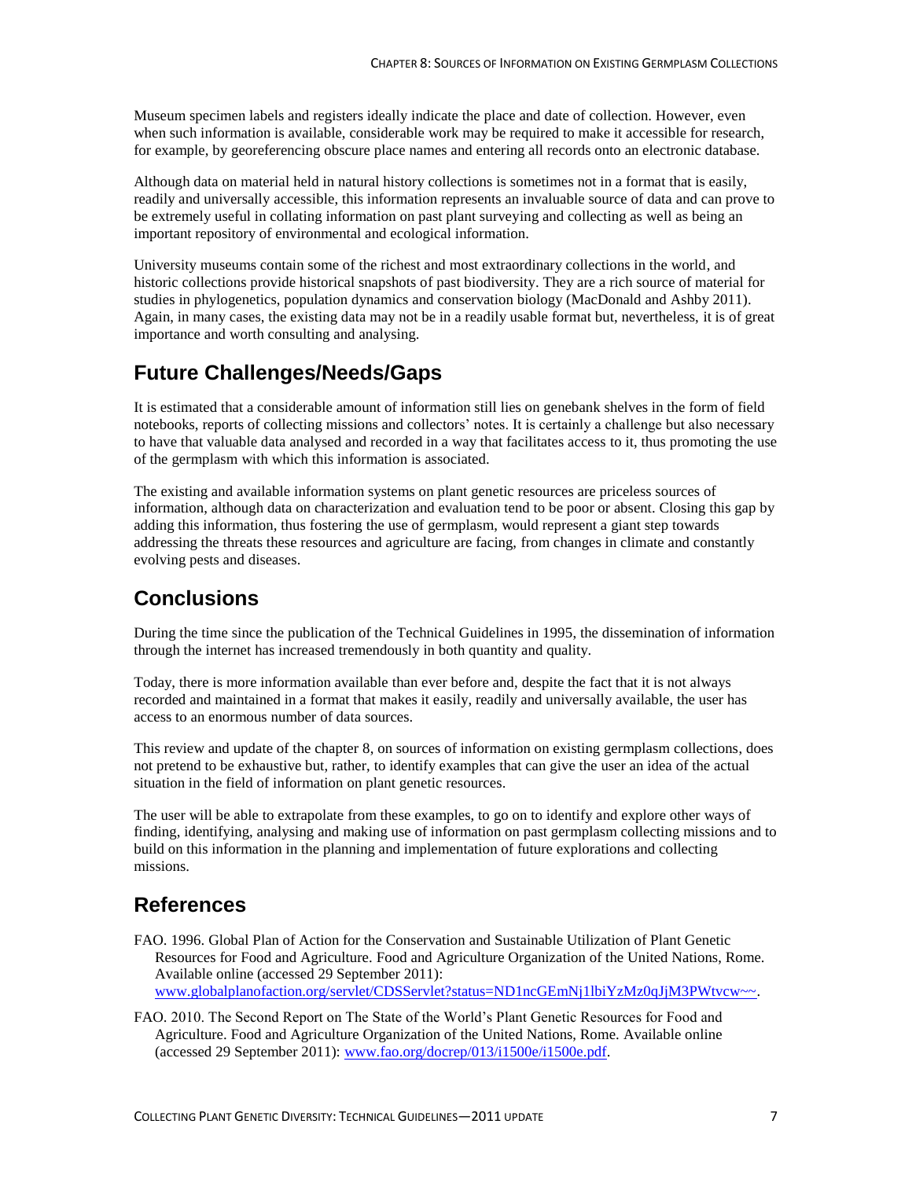Museum specimen labels and registers ideally indicate the place and date of collection. However, even when such information is available, considerable work may be required to make it accessible for research, for example, by georeferencing obscure place names and entering all records onto an electronic database.

Although data on material held in natural history collections is sometimes not in a format that is easily, readily and universally accessible, this information represents an invaluable source of data and can prove to be extremely useful in collating information on past plant surveying and collecting as well as being an important repository of environmental and ecological information.

University museums contain some of the richest and most extraordinary collections in the world, and historic collections provide historical snapshots of past biodiversity. They are a rich source of material for studies in phylogenetics, population dynamics and conservation biology (MacDonald and Ashby 2011). Again, in many cases, the existing data may not be in a readily usable format but, nevertheless, it is of great importance and worth consulting and analysing.

## Future Challenges/Needs/Gaps

It is estimated that a considerable amount of information still lies on genebank shelves in the form of field notebooks, reports of collecting missions and collectors' notes. It is certainly a challenge but also necessary to have that valuable data analysed and recorded in a way that facilitates access to it, thus promoting the use of the germplasm with which this information is associated.

The existing and available information systems on plant genetic resources are priceless sources of information, although data on characterization and evaluation tend to be poor or absent. Closing this gap by adding this information, thus fostering the use of germplasm, would represent a giant step towards addressing the threats these resources and agriculture are facing, from changes in climate and constantly evolving pests and diseases.

## Conclusions

During the time since the publication of the Technical Guidelines in 1995, the dissemination of information through the internet has increased tremendously in both quantity and quality.

Today, there is more information available than ever before and, despite the fact that it is not always recorded and maintained in a format that makes it easily, readily and universally available, the user has access to an enormous number of data sources.

This review and update of the chapter 8, on sources of information on existing germplasm collections, does not pretend to be exhaustive but, rather, to identify examples that can give the user an idea of the actual situation in the field of information on plant genetic resources.

The user will be able to extrapolate from these examples, to go on to identify and explore other ways of finding, identifying, analysing and making use of information on past germplasm collecting missions and to build on this information in the planning and implementation of future explorations and collecting missions.

## References

FAO. 1996. Global Plan of Action for the Conservation and Sustainable Utilization of Plant Genetic Resources for Food and Agriculture. Food and Agriculture Organization of the United Nations, Rome. Available online (accessed 29 September 2011): www.globalplanofaction.org/servlet/CDSServlet?status=ND1ncGEmNj1lbiYzMz0qJjM3PWtvcw~~.

FAO. 2010. The Second Report on The State of the World's Plant Genetic Resources for Food and Agriculture. Food and Agriculture Organization of the United Nations, Rome. Available online (accessed 29 September 2011): www.fao.org/docrep/013/i1500e/i1500e.pdf.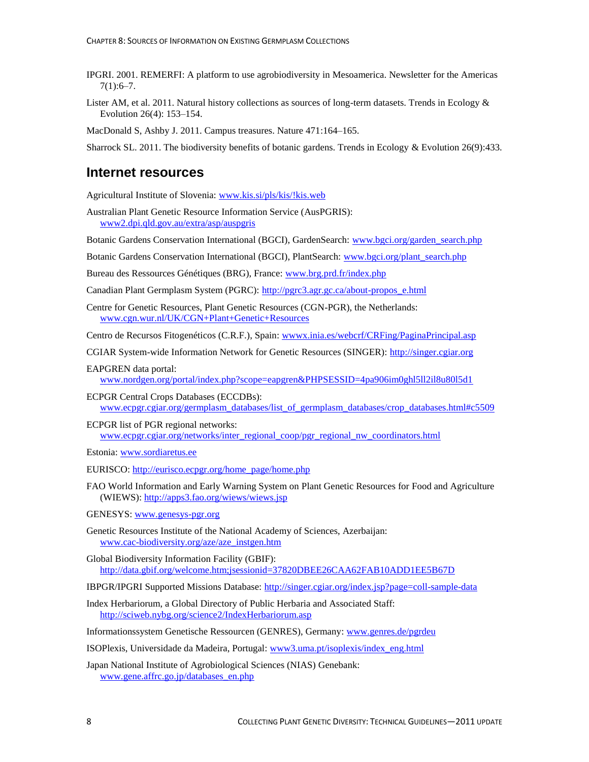IPGRI. 2001. REMERFI: A platform to use agrobiodiversity in Mesoamerica. Newsletter for the Americas 7(1):6–7.

Lister AM, et al. 2011. Natural history collections as sources of long-term datasets. Trends in Ecology & Evolution 26(4): 153–154.

MacDonald S, Ashby J. 2011. Campus treasures. Nature 471:164–165.

Sharrock SL. 2011. The biodiversity benefits of botanic gardens. Trends in Ecology & Evolution 26(9):433.

## Internet resources

Agricultural Institute of Slovenia: www.kis.si/pls/kis/!kis.web

Australian Plant Genetic Resource Information Service (AusPGRIS): www2.dpi.qld.gov.au/extra/asp/auspgris

Botanic Gardens Conservation International (BGCI), GardenSearch: www.bgci.org/garden_search.php

Botanic Gardens Conservation International (BGCI), PlantSearch: www.bgci.org/plant_search.php

Bureau des Ressources Génétiques (BRG), France: www.brg.prd.fr/index.php

Canadian Plant Germplasm System (PGRC): http://pgrc3.agr.gc.ca/about-propos_e.html

Centre for Genetic Resources, Plant Genetic Resources (CGN-PGR), the Netherlands: www.cgn.wur.nl/UK/CGN+Plant+Genetic+Resources

Centro de Recursos Fitogenéticos (C.R.F.), Spain: wwwx.inia.es/webcrf/CRFing/PaginaPrincipal.asp

CGIAR System-wide Information Network for Genetic Resources (SINGER): http://singer.cgiar.org

EAPGREN data portal: www.nordgen.org/portal/index.php?scope=eapgren&PHPSESSID=4pa906im0ghl5ll2il8u80l5d1

ECPGR Central Crops Databases (ECCDBs): www.ecpgr.cgiar.org/germplasm_databases/list_of_germplasm_databases/crop_databases.html#c5509

ECPGR list of PGR regional networks: www.ecpgr.cgiar.org/networks/inter_regional_coop/pgr_regional_nw_coordinators.html

Estonia: www.sordiaretus.ee

EURISCO: http://eurisco.ecpgr.org/home_page/home.php

FAO World Information and Early Warning System on Plant Genetic Resources for Food and Agriculture (WIEWS): http://apps3.fao.org/wiews/wiews.jsp

GENESYS: www.genesys-pgr.org

Genetic Resources Institute of the National Academy of Sciences, Azerbaijan: www.cac-biodiversity.org/aze/aze_instgen.htm

Global Biodiversity Information Facility (GBIF): http://data.gbif.org/welcome.htm;jsessionid=37820DBEE26CAA62FAB10ADD1EE5B67D

IBPGR/IPGRI Supported Missions Database: http://singer.cgiar.org/index.jsp?page=coll-sample-data

Index Herbariorum, a Global Directory of Public Herbaria and Associated Staff: http://sciweb.nybg.org/science2/IndexHerbariorum.asp

Informationssystem Genetische Ressourcen (GENRES), Germany: www.genres.de/pgrdeu

ISOPlexis, Universidade da Madeira, Portugal: www3.uma.pt/isoplexis/index_eng.html

Japan National Institute of Agrobiological Sciences (NIAS) Genebank: www.gene.affrc.go.jp/databases_en.php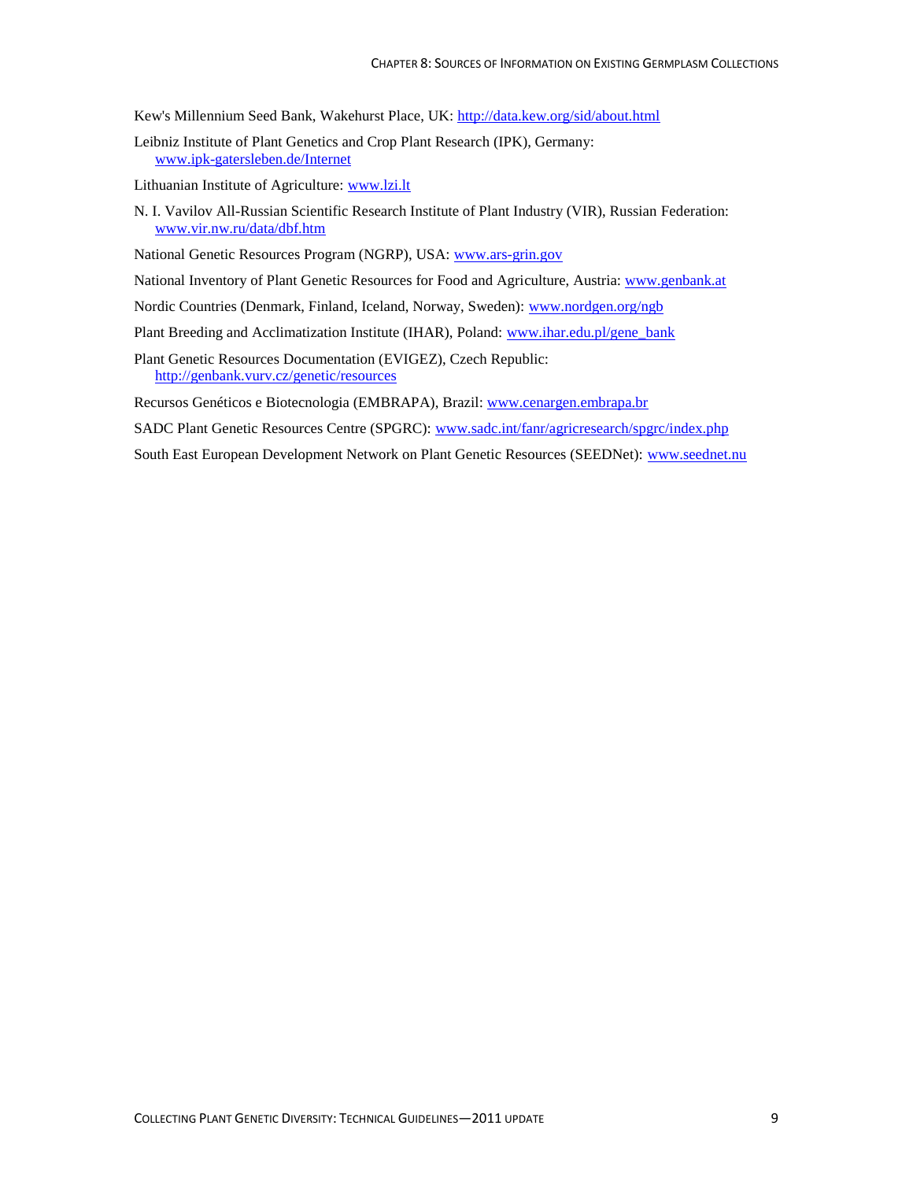Kew's Millennium Seed Bank, Wakehurst Place, UK: http://data.kew.org/sid/about.html

Leibniz Institute of Plant Genetics and Crop Plant Research (IPK), Germany: www.ipk-gatersleben.de/Internet

Lithuanian Institute of Agriculture: www.lzi.lt

N. I. Vavilov All-Russian Scientific Research Institute of Plant Industry (VIR), Russian Federation: www.vir.nw.ru/data/dbf.htm

National Genetic Resources Program (NGRP), USA: www.ars-grin.gov

National Inventory of Plant Genetic Resources for Food and Agriculture, Austria: www.genbank.at

Nordic Countries (Denmark, Finland, Iceland, Norway, Sweden): www.nordgen.org/ngb

Plant Breeding and Acclimatization Institute (IHAR), Poland: www.ihar.edu.pl/gene_bank

Plant Genetic Resources Documentation (EVIGEZ), Czech Republic: http://genbank.vurv.cz/genetic/resources

Recursos Genéticos e Biotecnologia (EMBRAPA), Brazil: www.cenargen.embrapa.br

SADC Plant Genetic Resources Centre (SPGRC): www.sadc.int/fanr/agricresearch/spgrc/index.php

South East European Development Network on Plant Genetic Resources (SEEDNet): www.seednet.nu